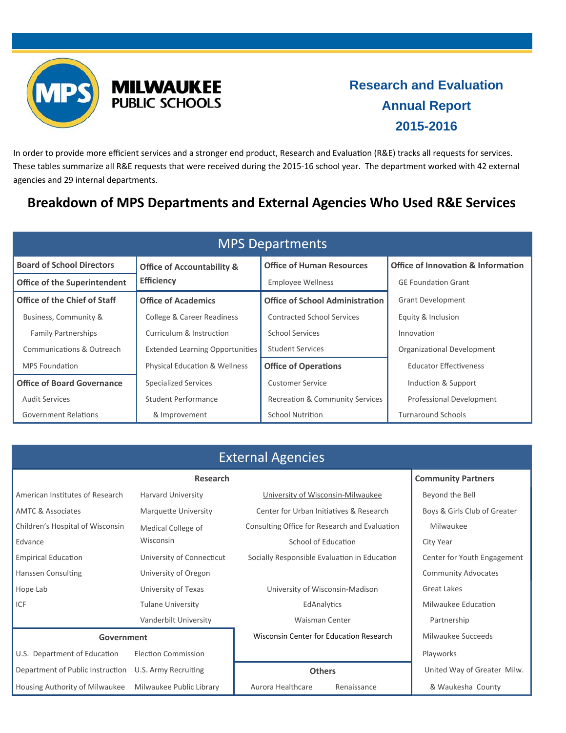# MILWAUKEE PUBLIC SCHOOLS

## Research and Evaluation Annual Report 2015-2016

In order to provide more efficient services and a stronger end product, Research and Evaluation (R&E) tracks all requests for services. These tables summarize all R&E requests that were received during the 2015-16 school year. The department worked with 42 external agencies and 29 internal departments.

## Breakdown of MPS Departments and External Agencies Who Used R&E Services

### MPS Departments

**Board of School Directors**

**Office of the Superintendent**

**Office of the Chief of Staff**
- Business, Community & Family Partnerships
- Communications & Outreach
- MPS Foundation

**Office of Board Governance**
- Audit Services
- Government Relations

**Office of Accountability & Efficiency**

**Office of Academics**
- College & Career Readiness
- Curriculum & Instruction
- Extended Learning Opportunities
- Physical Education & Wellness
- Specialized Services
- Student Performance & Improvement

**Office of Human Resources**
- Employee Wellness

**Office of School Administration**
- Contracted School Services
- School Services
- Student Services

**Office of Operations**
- Customer Service
- Recreation & Community Services
- School Nutrition

**Office of Innovation & Information**
- GE Foundation Grant
- Grant Development
- Equity & Inclusion
- Innovation
- Organizational Development
  - Educator Effectiveness
  - Induction & Support
  - Professional Development
- Turnaround Schools

### External Agencies

**Research**

- American Institutes of Research
- AMTC & Associates
- Children's Hospital of Wisconsin
- Edvance
- Empirical Education
- Hanssen Consulting
- Hope Lab
- ICF
- Harvard University
- Marquette University
- Medical College of Wisconsin
- University of Connecticut
- University of Oregon
- University of Texas
- Tulane University
- Vanderbilt University

University of Wisconsin-Milwaukee
- Center for Urban Initiatives & Research
- Consulting Office for Research and Evaluation
- School of Education
- Socially Responsible Evaluation in Education

University of Wisconsin-Madison
- EdAnalytics
- Waisman Center

Wisconsin Center for Education Research

**Government**
- U.S. Department of Education
- Department of Public Instruction
- Housing Authority of Milwaukee
- Election Commission
- U.S. Army Recruiting
- Milwaukee Public Library

**Others**
- Aurora Healthcare
- Renaissance

**Community Partners**
- Beyond the Bell
- Boys & Girls Club of Greater Milwaukee
- City Year
- Center for Youth Engagement
- Community Advocates
- Great Lakes
- Milwaukee Education Partnership
- Milwaukee Succeeds
- Playworks
- United Way of Greater Milw. & Waukesha County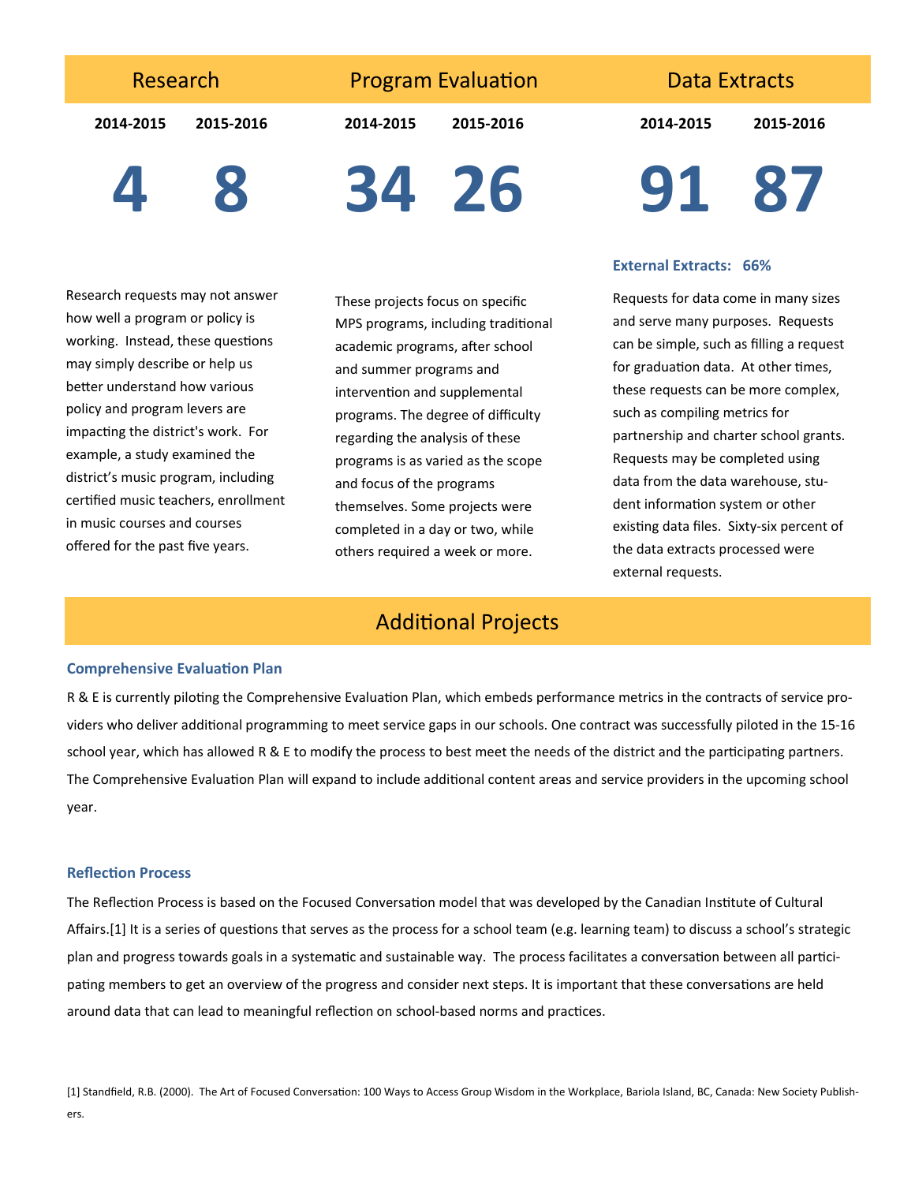## Research

| 2014-2015 | 2015-2016 |
|---|---|
| **4** | **8** |

Research requests may not answer how well a program or policy is working. Instead, these questions may simply describe or help us better understand how various policy and program levers are impacting the district's work. For example, a study examined the district's music program, including certified music teachers, enrollment in music courses and courses offered for the past five years.

## Program Evaluation

| 2014-2015 | 2015-2016 |
|---|---|
| **34** | **26** |

These projects focus on specific MPS programs, including traditional academic programs, after school and summer programs and intervention and supplemental programs. The degree of difficulty regarding the analysis of these programs is as varied as the scope and focus of the programs themselves. Some projects were completed in a day or two, while others required a week or more.

## Data Extracts

| 2014-2015 | 2015-2016 |
|---|---|
| **91** | **87** |

**External Extracts: 66%**

Requests for data come in many sizes and serve many purposes. Requests can be simple, such as filling a request for graduation data. At other times, these requests can be more complex, such as compiling metrics for partnership and charter school grants. Requests may be completed using data from the data warehouse, student information system or other existing data files. Sixty-six percent of the data extracts processed were external requests.

## Additional Projects

### Comprehensive Evaluation Plan

R & E is currently piloting the Comprehensive Evaluation Plan, which embeds performance metrics in the contracts of service providers who deliver additional programming to meet service gaps in our schools. One contract was successfully piloted in the 15-16 school year, which has allowed R & E to modify the process to best meet the needs of the district and the participating partners. The Comprehensive Evaluation Plan will expand to include additional content areas and service providers in the upcoming school year.

### Reflection Process

The Reflection Process is based on the Focused Conversation model that was developed by the Canadian Institute of Cultural Affairs.[1] It is a series of questions that serves as the process for a school team (e.g. learning team) to discuss a school's strategic plan and progress towards goals in a systematic and sustainable way. The process facilitates a conversation between all participating members to get an overview of the progress and consider next steps. It is important that these conversations are held around data that can lead to meaningful reflection on school-based norms and practices.

[1] Standfield, R.B. (2000). The Art of Focused Conversation: 100 Ways to Access Group Wisdom in the Workplace, Bariola Island, BC, Canada: New Society Publishers.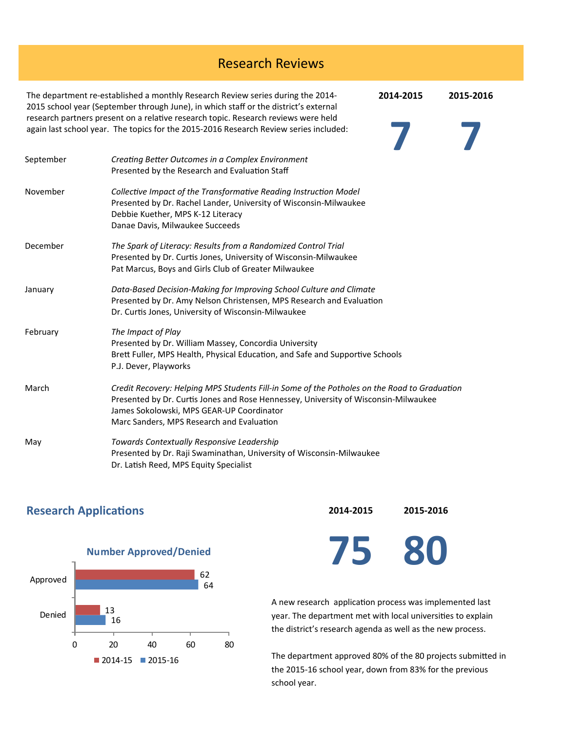# Research Reviews

The department re-established a monthly Research Review series during the 2014-2015 school year (September through June), in which staff or the district's external research partners present on a relative research topic. Research reviews were held again last school year. The topics for the 2015-2016 Research Review series included:

| 2014-2015 | 2015-2016 |
|---|---|
| **7** | **7** |

| | |
|---|---|
| September | *Creating Better Outcomes in a Complex Environment*<br>Presented by the Research and Evaluation Staff |
| November | *Collective Impact of the Transformative Reading Instruction Model*<br>Presented by Dr. Rachel Lander, University of Wisconsin-Milwaukee<br>Debbie Kuether, MPS K-12 Literacy<br>Danae Davis, Milwaukee Succeeds |
| December | *The Spark of Literacy: Results from a Randomized Control Trial*<br>Presented by Dr. Curtis Jones, University of Wisconsin-Milwaukee<br>Pat Marcus, Boys and Girls Club of Greater Milwaukee |
| January | *Data-Based Decision-Making for Improving School Culture and Climate*<br>Presented by Dr. Amy Nelson Christensen, MPS Research and Evaluation<br>Dr. Curtis Jones, University of Wisconsin-Milwaukee |
| February | *The Impact of Play*<br>Presented by Dr. William Massey, Concordia University<br>Brett Fuller, MPS Health, Physical Education, and Safe and Supportive Schools<br>P.J. Dever, Playworks |
| March | *Credit Recovery: Helping MPS Students Fill-in Some of the Potholes on the Road to Graduation*<br>Presented by Dr. Curtis Jones and Rose Hennessey, University of Wisconsin-Milwaukee<br>James Sokolowski, MPS GEAR-UP Coordinator<br>Marc Sanders, MPS Research and Evaluation |
| May | *Towards Contextually Responsive Leadership*<br>Presented by Dr. Raji Swaminathan, University of Wisconsin-Milwaukee<br>Dr. Latish Reed, MPS Equity Specialist |

## Research Applications

**Number Approved/Denied**

| | 2014-15 | 2015-16 |
|---|---|---|
| Approved | 62 | 64 |
| Denied | 13 | 16 |

| 2014-2015 | 2015-2016 |
|---|---|
| **75** | **80** |

A new research application process was implemented last year. The department met with local universities to explain the district's research agenda as well as the new process.

The department approved 80% of the 80 projects submitted in the 2015-16 school year, down from 83% for the previous school year.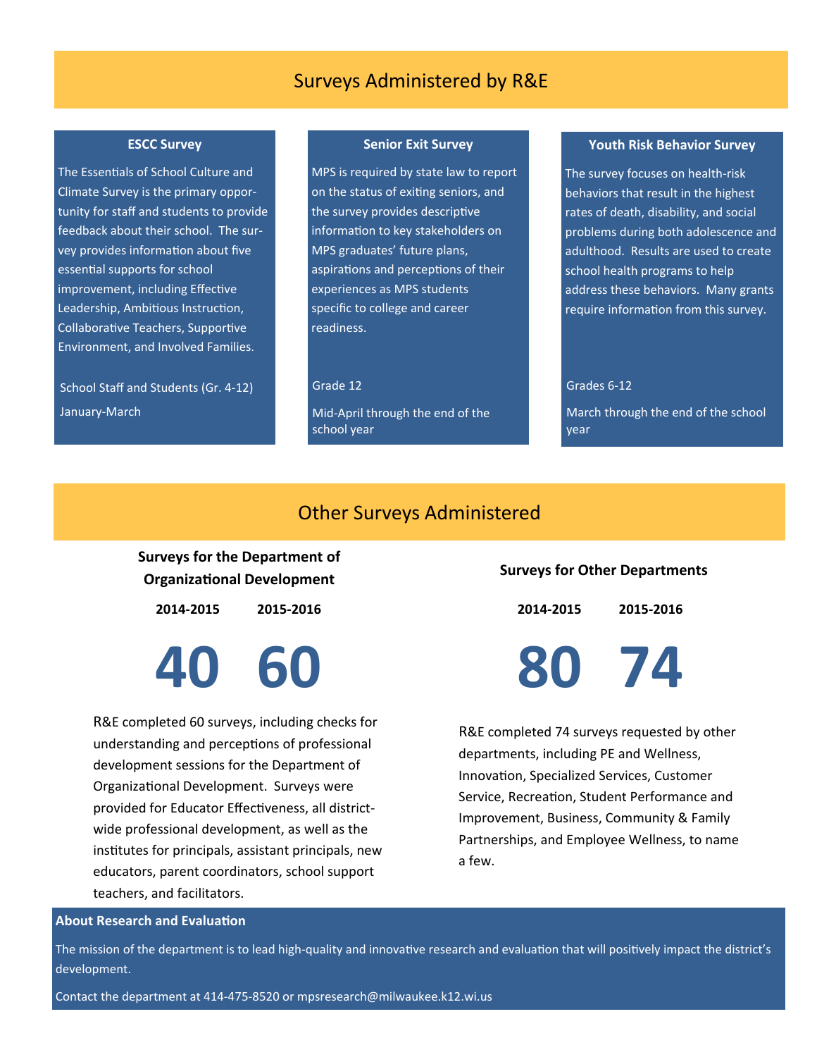## Surveys Administered by R&E

### ESCC Survey

The Essentials of School Culture and Climate Survey is the primary opportunity for staff and students to provide feedback about their school. The survey provides information about five essential supports for school improvement, including Effective Leadership, Ambitious Instruction, Collaborative Teachers, Supportive Environment, and Involved Families.

School Staff and Students (Gr. 4-12)

January-March

### Senior Exit Survey

MPS is required by state law to report on the status of exiting seniors, and the survey provides descriptive information to key stakeholders on MPS graduates' future plans, aspirations and perceptions of their experiences as MPS students specific to college and career readiness.

Grade 12

Mid-April through the end of the school year

### Youth Risk Behavior Survey

The survey focuses on health-risk behaviors that result in the highest rates of death, disability, and social problems during both adolescence and adulthood. Results are used to create school health programs to help address these behaviors. Many grants require information from this survey.

Grades 6-12

March through the end of the school year

## Other Surveys Administered

### Surveys for the Department of Organizational Development

| 2014-2015 | 2015-2016 |
|---|---|
| 40 | 60 |

R&E completed 60 surveys, including checks for understanding and perceptions of professional development sessions for the Department of Organizational Development. Surveys were provided for Educator Effectiveness, all district-wide professional development, as well as the institutes for principals, assistant principals, new educators, parent coordinators, school support teachers, and facilitators.

### Surveys for Other Departments

| 2014-2015 | 2015-2016 |
|---|---|
| 80 | 74 |

R&E completed 74 surveys requested by other departments, including PE and Wellness, Innovation, Specialized Services, Customer Service, Recreation, Student Performance and Improvement, Business, Community & Family Partnerships, and Employee Wellness, to name a few.

**About Research and Evaluation**

The mission of the department is to lead high-quality and innovative research and evaluation that will positively impact the district's development.

Contact the department at 414-475-8520 or mpsresearch@milwaukee.k12.wi.us